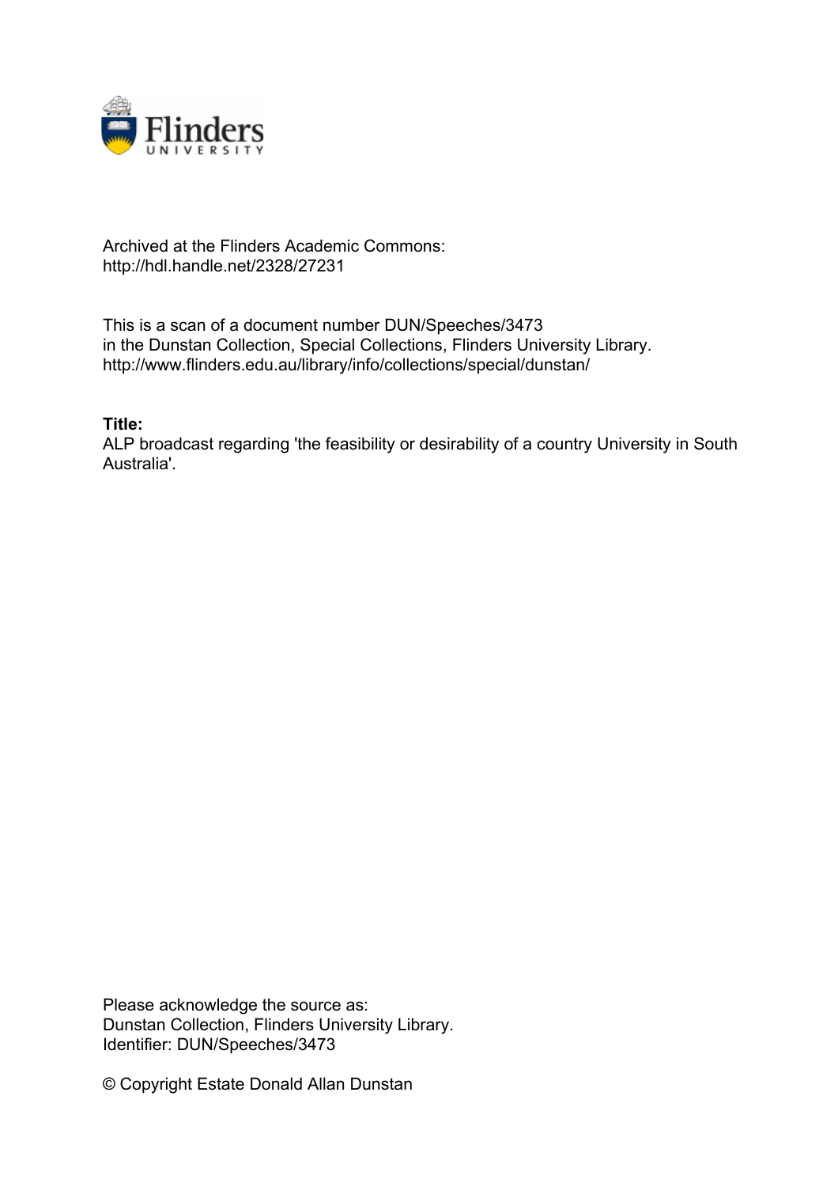Archived at the Flinders Academic Commons:
http://hdl.handle.net/2328/27231

This is a scan of a document number DUN/Speeches/3473
in the Dunstan Collection, Special Collections, Flinders University Library.
http://www.flinders.edu.au/library/info/collections/special/dunstan/

**Title:**
ALP broadcast regarding 'the feasibility or desirability of a country University in South Australia'.

Please acknowledge the source as:
Dunstan Collection, Flinders University Library.
Identifier: DUN/Speeches/3473

© Copyright Estate Donald Allan Dunstan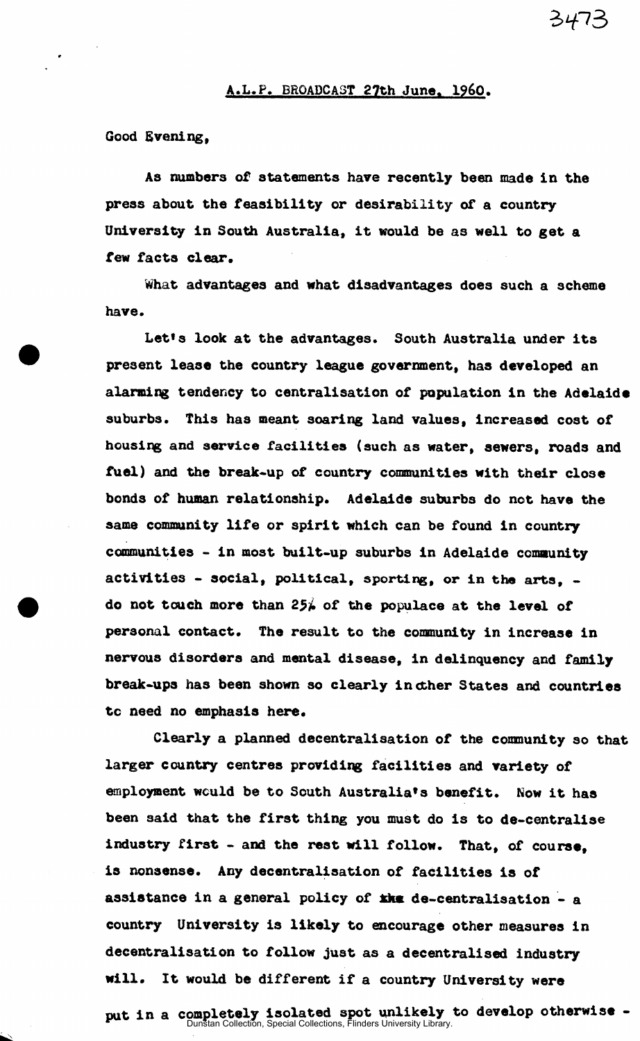3473

A.L.P. BROADCAST 27th June, 1960.

Good Evening,

As numbers of statements have recently been made in the press about the feasibility or desirability of a country University in South Australia, it would be as well to get a few facts clear.

What advantages and what disadvantages does such a scheme have.

Let's look at the advantages. South Australia under its present lease the country league government, has developed an alarming tendency to centralisation of population in the Adelaide suburbs. This has meant soaring land values, increased cost of housing and service facilities (such as water, sewers, roads and fuel) and the break-up of country communities with their close bonds of human relationship. Adelaide suburbs do not have the same community life or spirit which can be found in country communities - in most built-up suburbs in Adelaide community activities - social, political, sporting, or in the arts, - do not touch more than 25% of the populace at the level of personal contact. The result to the community in increase in nervous disorders and mental disease, in delinquency and family break-ups has been shown so clearly in other States and countries to need no emphasis here.

Clearly a planned decentralisation of the community so that larger country centres providing facilities and variety of employment would be to South Australia's benefit. Now it has been said that the first thing you must do is to de-centralise industry first - and the rest will follow. That, of course, is nonsense. Any decentralisation of facilities is of assistance in a general policy of ~~the~~ de-centralisation - a country University is likely to encourage other measures in decentralisation to follow just as a decentralised industry will. It would be different if a country University were put in a completely isolated spot unlikely to develop otherwise -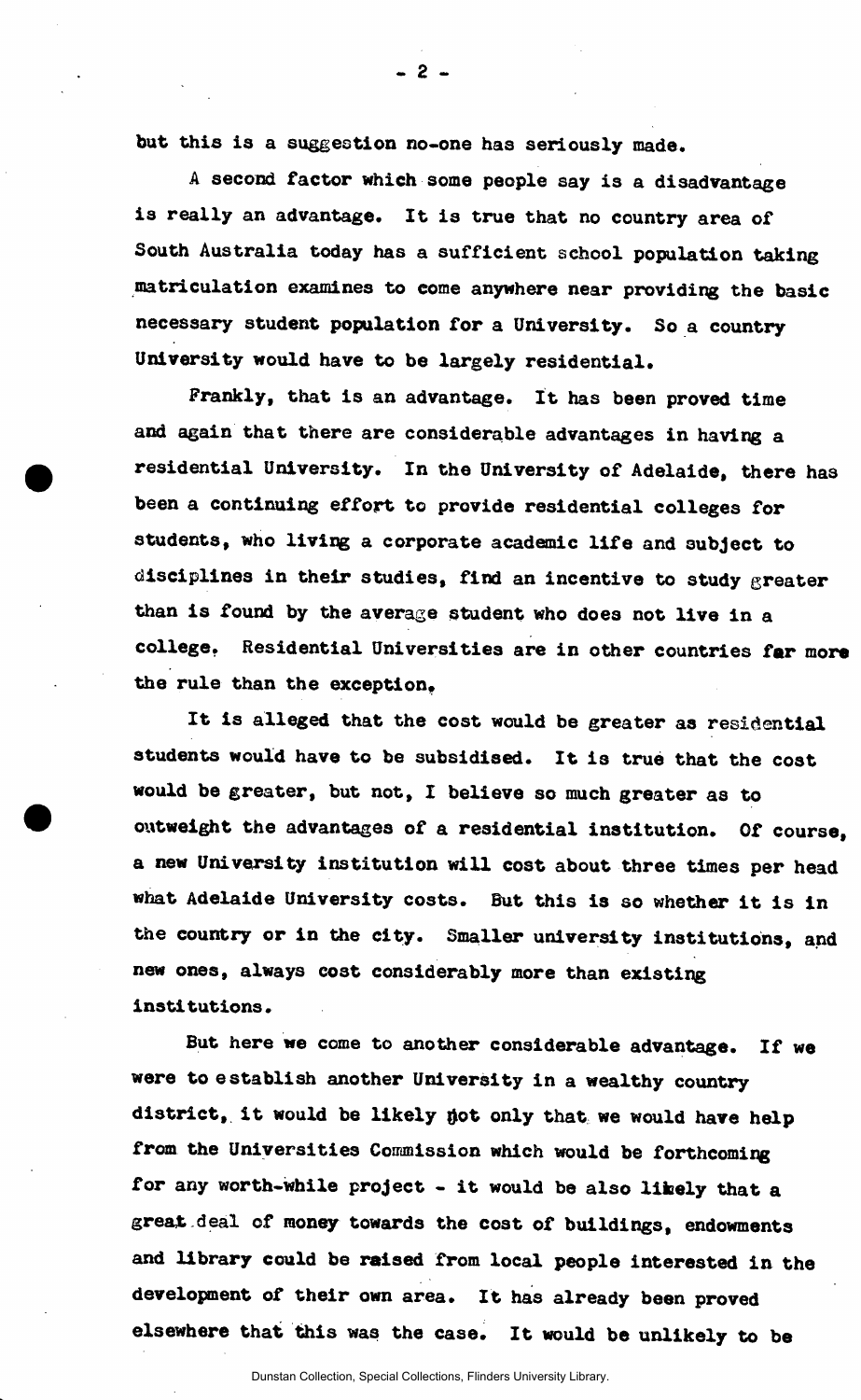but this is a suggestion no-one has seriously made.

A second factor which some people say is a disadvantage is really an advantage. It is true that no country area of South Australia today has a sufficient school population taking matriculation examines to come anywhere near providing the basic necessary student population for a University. So a country University would have to be largely residential.

Frankly, that is an advantage. It has been proved time and again that there are considerable advantages in having a residential University. In the University of Adelaide, there has been a continuing effort to provide residential colleges for students, who living a corporate academic life and subject to disciplines in their studies, find an incentive to study greater than is found by the average student who does not live in a college. Residential Universities are in other countries far more the rule than the exception.

It is alleged that the cost would be greater as residential students would have to be subsidised. It is true that the cost would be greater, but not, I believe so much greater as to outweight the advantages of a residential institution. Of course, a new University institution will cost about three times per head what Adelaide University costs. But this is so whether it is in the country or in the city. Smaller university institutions, and new ones, always cost considerably more than existing institutions.

But here we come to another considerable advantage. If we were to establish another University in a wealthy country district, it would be likely not only that we would have help from the Universities Commission which would be forthcoming for any worth-while project - it would be also likely that a great deal of money towards the cost of buildings, endowments and library could be raised from local people interested in the development of their own area. It has already been proved elsewhere that this was the case. It would be unlikely to be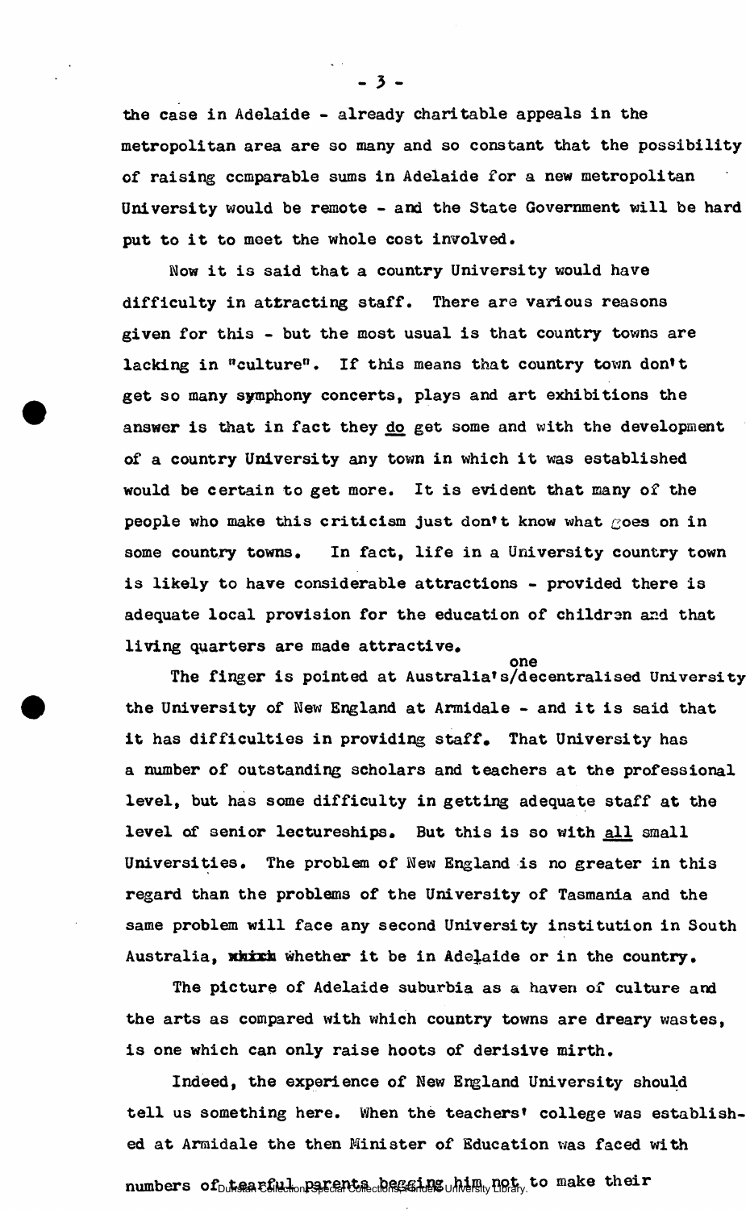the case in Adelaide - already charitable appeals in the metropolitan area are so many and so constant that the possibility of raising ccmparable sums in Adelaide for a new metropolitan University would be remote - and the State Government will be hard put to it to meet the whole cost involved.

Now it is said that a country University would have difficulty in attracting staff. There are various reasons given for this - but the most usual is that country towns are lacking in "culture". If this means that country town don't get so many symphony concerts, plays and art exhibitions the answer is that in fact they do get some and with the development of a country University any town in which it was established would be certain to get more. It is evident that many of the people who make this criticism just don't know what goes on in some country towns. In fact, life in a University country town is likely to have considerable attractions - provided there is adequate local provision for the education of children and that living quarters are made attractive.

The finger is pointed at Australia's one decentralised University the University of New England at Armidale - and it is said that it has difficulties in providing staff. That University has a number of outstanding scholars and teachers at the professional level, but has some difficulty in getting adequate staff at the level of senior lectureships. But this is so with all small Universities. The problem of New England is no greater in this regard than the problems of the University of Tasmania and the same problem will face any second University institution in South Australia, ~~which~~ whether it be in Adelaide or in the country.

The picture of Adelaide suburbia as a haven of culture and the arts as compared with which country towns are dreary wastes, is one which can only raise hoots of derisive mirth.

Indeed, the experience of New England University should tell us something here. When the teachers' college was established at Armidale the then Minister of Education was faced with numbers of tearful parents begging him not to make their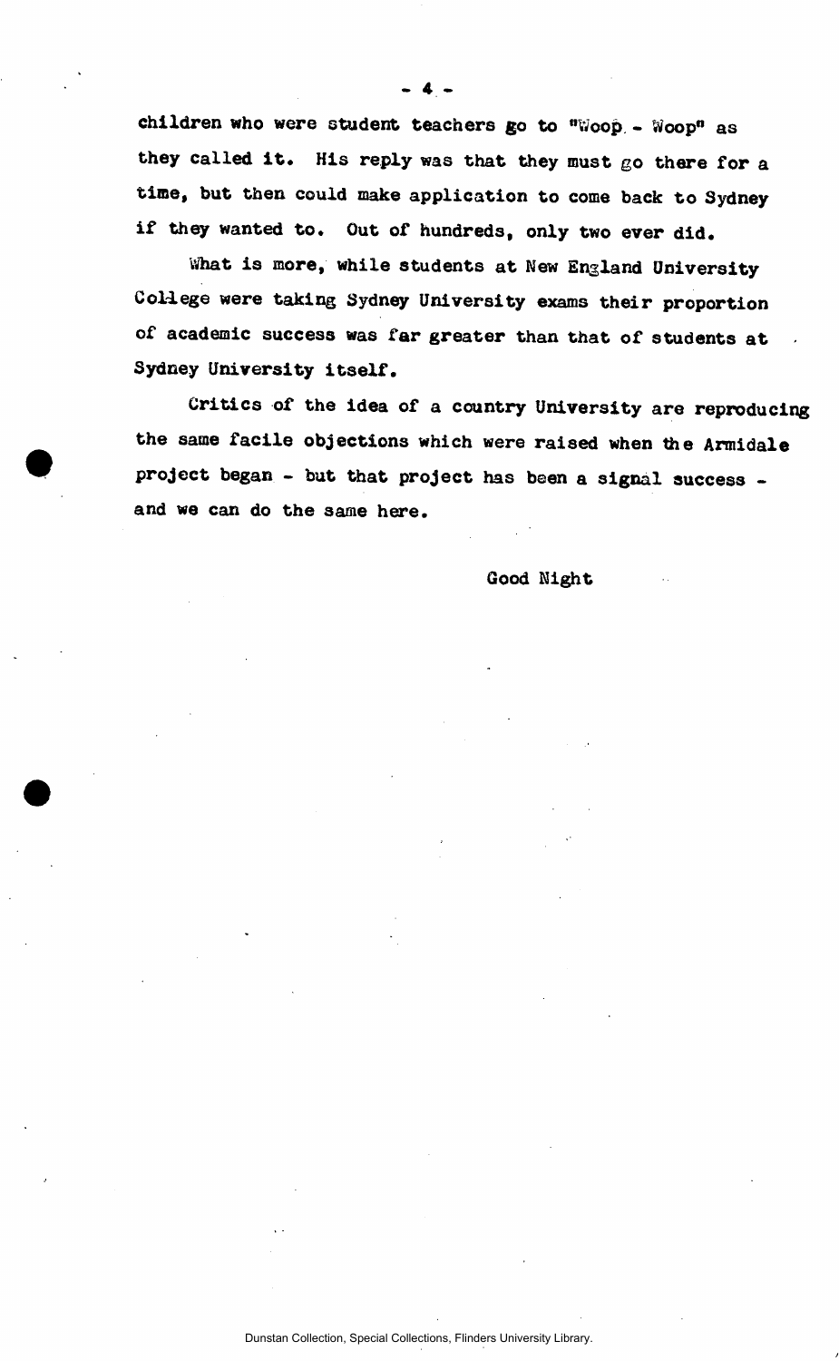children who were student teachers go to "Woop - Woop" as they called it. His reply was that they must go there for a time, but then could make application to come back to Sydney if they wanted to. Out of hundreds, only two ever did.

What is more, while students at New England University College were taking Sydney University exams their proportion of academic success was far greater than that of students at Sydney University itself.

Critics of the idea of a country University are reproducing the same facile objections which were raised when the Armidale project began - but that project has been a signal success - and we can do the same here.

Good Night

Dunstan Collection, Special Collections, Flinders University Library.